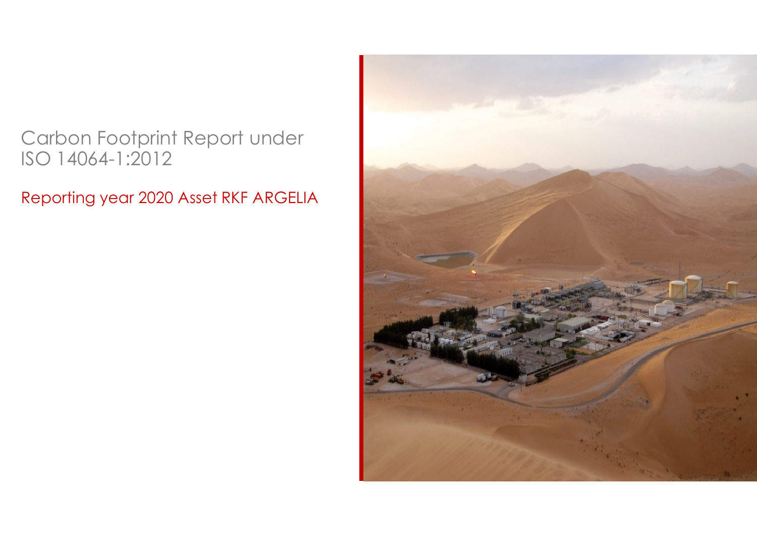# Carbon Footprint Report under ISO 14064-1:2012

## Reporting year 2020 Asset RKF ARGELIA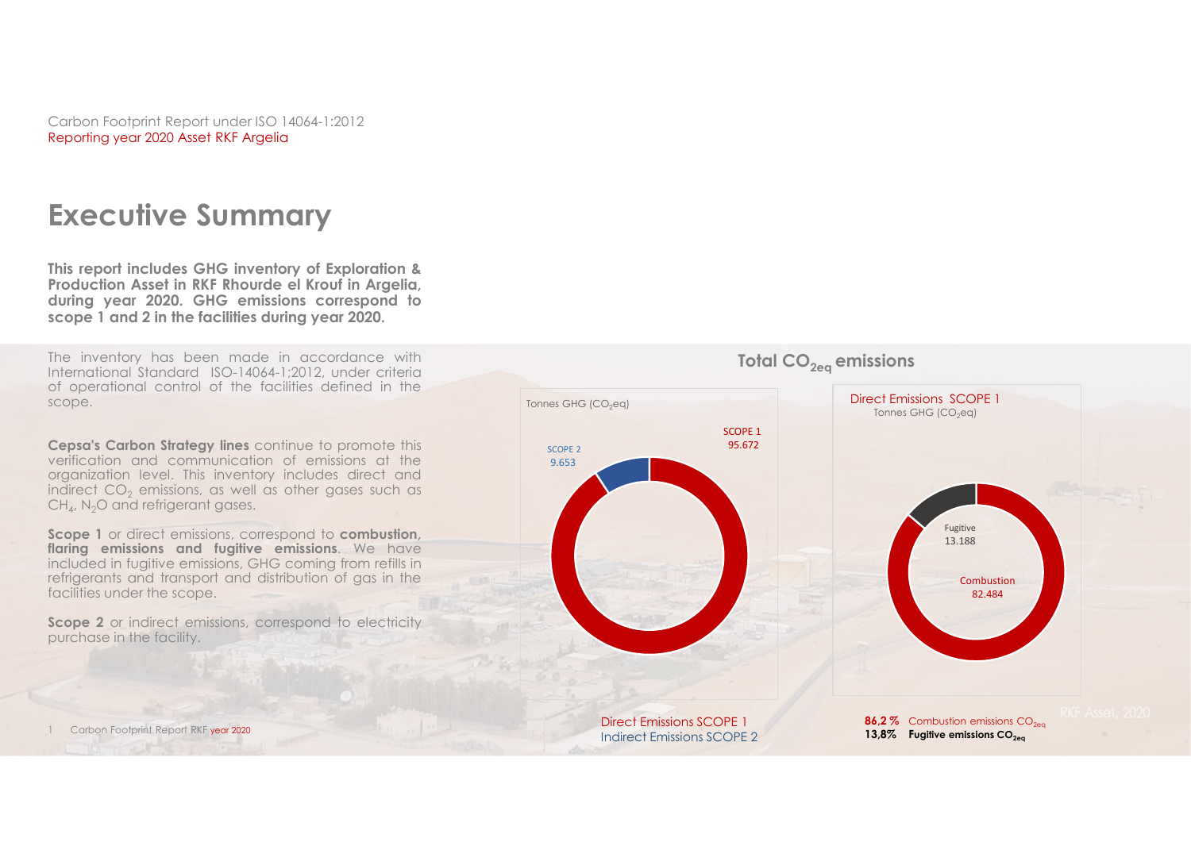Carbon Footprint Report under ISO 14064-1:2012
Reporting year 2020 Asset RKF Argelia

# Executive Summary

**This report includes GHG inventory of Exploration & Production Asset in RKF Rhourde el Krouf in Argelia, during year 2020. GHG emissions correspond to scope 1 and 2 in the facilities during year 2020.**

The inventory has been made in accordance with International Standard ISO-14064-1;2012, under criteria of operational control of the facilities defined in the scope.

**Cepsa's Carbon Strategy lines** continue to promote this verification and communication of emissions at the organization level. This inventory includes direct and indirect $CO_2$ emissions, as well as other gases such as $CH_4$, $N_2O$ and refrigerant gases.

**Scope 1** or direct emissions, correspond to **combustion, flaring emissions and fugitive emissions**. We have included in fugitive emissions, GHG coming from refills in refrigerants and transport and distribution of gas in the facilities under the scope.

**Scope 2** or indirect emissions, correspond to electricity purchase in the facility.

## Total $CO_{2eq}$ emissions

Tonnes GHG ($CO_2$eq)

SCOPE 1
95.672

SCOPE 2
9.653

Direct Emissions SCOPE 1
Indirect Emissions SCOPE 2

Direct Emissions SCOPE 1
Tonnes GHG ($CO_2$eq)

Fugitive
13.188

Combustion
82.484

**86,2 %** Combustion emissions $CO_{2eq}$
**13,8%** **Fugitive emissions $CO_{2eq}$**

RKF Asset, 2020